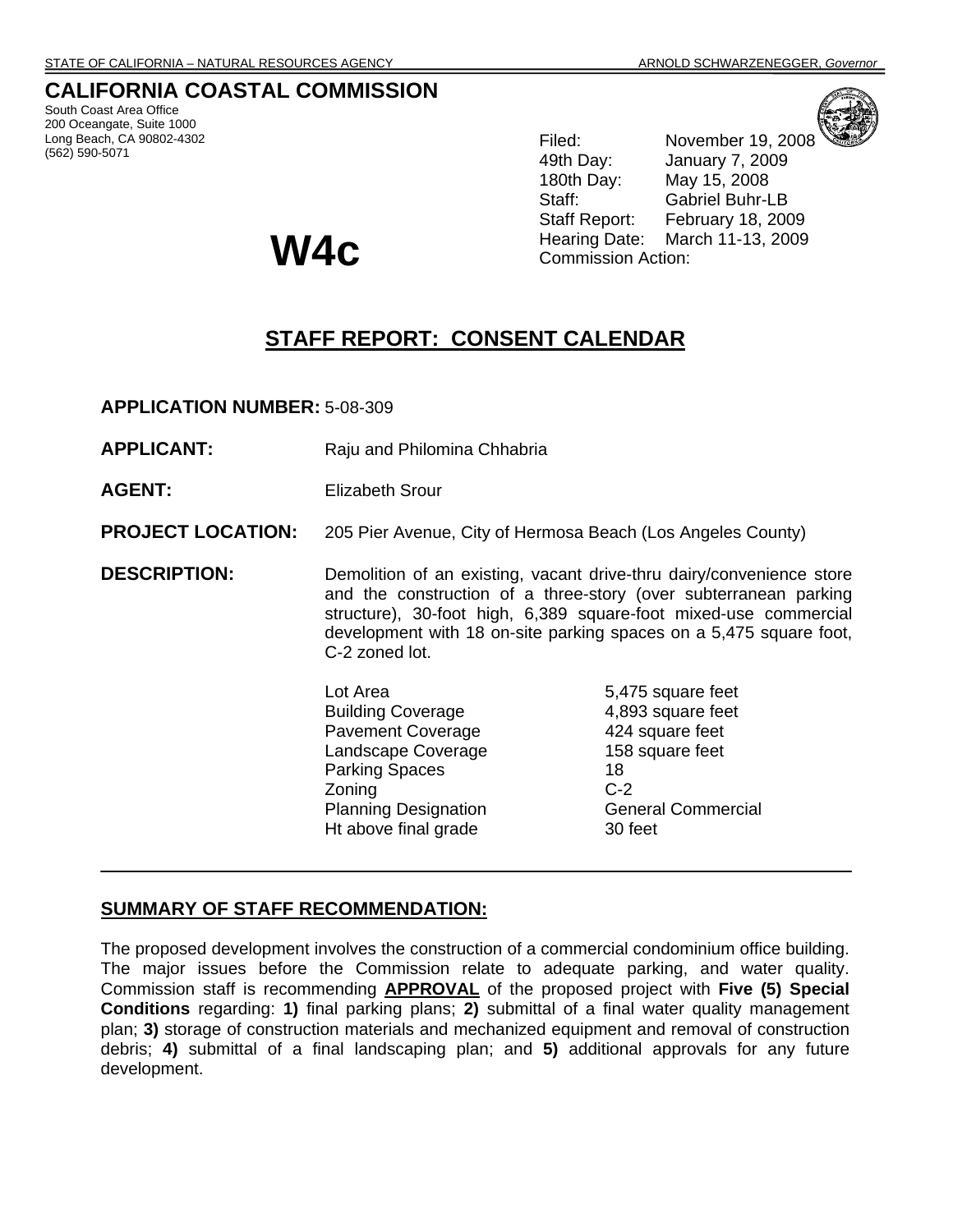STATE OF CALIFORNIA – NATURAL RESOURCES AGENCY ARNOLD SCHWARZENEGGER, *Governor*

# CALIFORNIA COASTAL COMMISSION

South Coast Area Office
200 Oceangate, Suite 1000
Long Beach, CA 90802-4302
(562) 590-5071

Filed: November 19, 2008
49th Day: January 7, 2009
180th Day: May 15, 2008
Staff: Gabriel Buhr-LB
Staff Report: February 18, 2009
Hearing Date: March 11-13, 2009
Commission Action:

# W4c

## STAFF REPORT: CONSENT CALENDAR

**APPLICATION NUMBER:** 5-08-309

**APPLICANT:** Raju and Philomina Chhabria

**AGENT:** Elizabeth Srour

**PROJECT LOCATION:** 205 Pier Avenue, City of Hermosa Beach (Los Angeles County)

**DESCRIPTION:** Demolition of an existing, vacant drive-thru dairy/convenience store and the construction of a three-story (over subterranean parking structure), 30-foot high, 6,389 square-foot mixed-use commercial development with 18 on-site parking spaces on a 5,475 square foot, C-2 zoned lot.

| | |
|---|---|
| Lot Area | 5,475 square feet |
| Building Coverage | 4,893 square feet |
| Pavement Coverage | 424 square feet |
| Landscape Coverage | 158 square feet |
| Parking Spaces | 18 |
| Zoning | C-2 |
| Planning Designation | General Commercial |
| Ht above final grade | 30 feet |

---

## SUMMARY OF STAFF RECOMMENDATION:

The proposed development involves the construction of a commercial condominium office building. The major issues before the Commission relate to adequate parking, and water quality. Commission staff is recommending **APPROVAL** of the proposed project with **Five (5) Special Conditions** regarding: **1)** final parking plans; **2)** submittal of a final water quality management plan; **3)** storage of construction materials and mechanized equipment and removal of construction debris; **4)** submittal of a final landscaping plan; and **5)** additional approvals for any future development.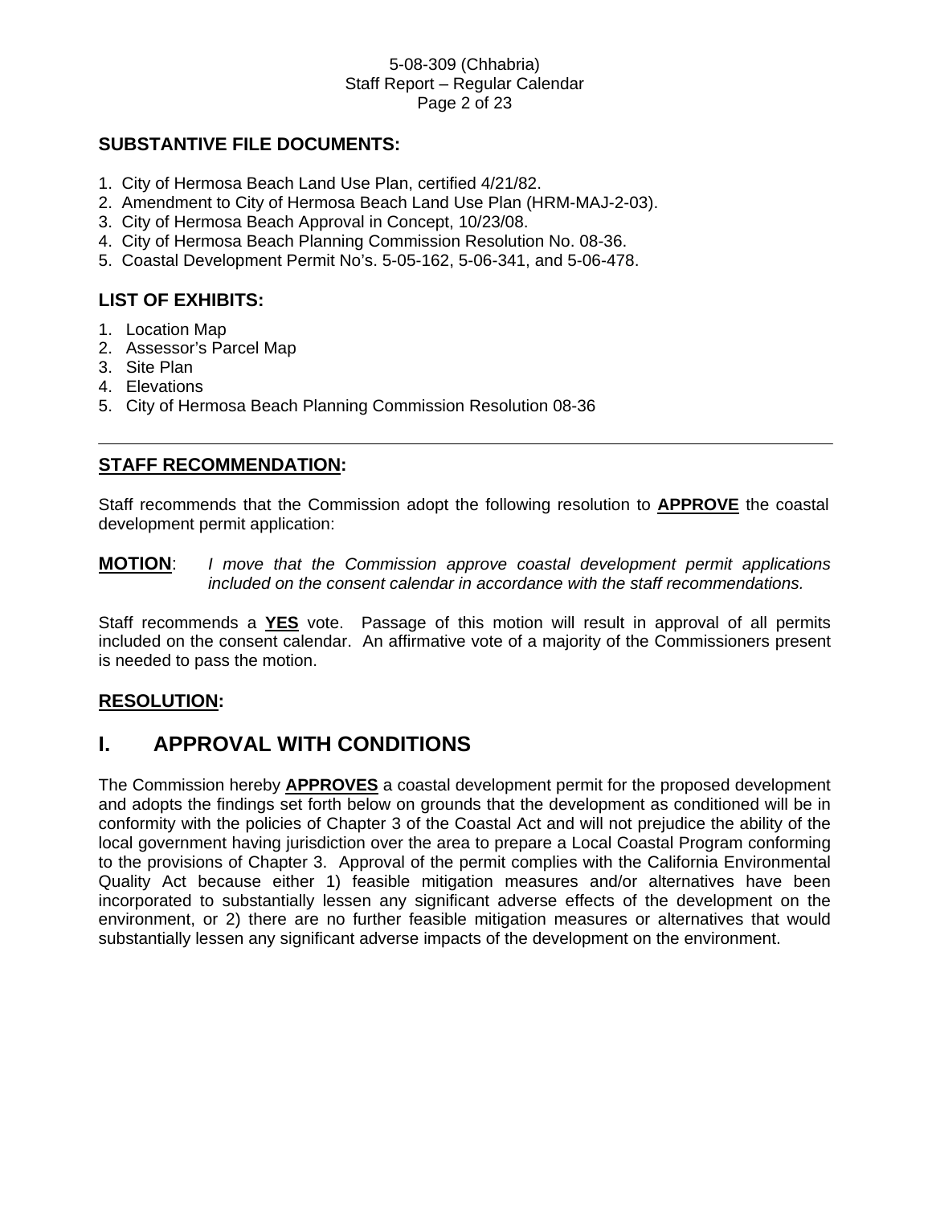## SUBSTANTIVE FILE DOCUMENTS:

1. City of Hermosa Beach Land Use Plan, certified 4/21/82.
2. Amendment to City of Hermosa Beach Land Use Plan (HRM-MAJ-2-03).
3. City of Hermosa Beach Approval in Concept, 10/23/08.
4. City of Hermosa Beach Planning Commission Resolution No. 08-36.
5. Coastal Development Permit No's. 5-05-162, 5-06-341, and 5-06-478.

## LIST OF EXHIBITS:

1. Location Map
2. Assessor's Parcel Map
3. Site Plan
4. Elevations
5. City of Hermosa Beach Planning Commission Resolution 08-36

---

## STAFF RECOMMENDATION:

Staff recommends that the Commission adopt the following resolution to **APPROVE** the coastal development permit application:

**MOTION**: *I move that the Commission approve coastal development permit applications included on the consent calendar in accordance with the staff recommendations.*

Staff recommends a **YES** vote. Passage of this motion will result in approval of all permits included on the consent calendar. An affirmative vote of a majority of the Commissioners present is needed to pass the motion.

## RESOLUTION:

# I. APPROVAL WITH CONDITIONS

The Commission hereby **APPROVES** a coastal development permit for the proposed development and adopts the findings set forth below on grounds that the development as conditioned will be in conformity with the policies of Chapter 3 of the Coastal Act and will not prejudice the ability of the local government having jurisdiction over the area to prepare a Local Coastal Program conforming to the provisions of Chapter 3. Approval of the permit complies with the California Environmental Quality Act because either 1) feasible mitigation measures and/or alternatives have been incorporated to substantially lessen any significant adverse effects of the development on the environment, or 2) there are no further feasible mitigation measures or alternatives that would substantially lessen any significant adverse impacts of the development on the environment.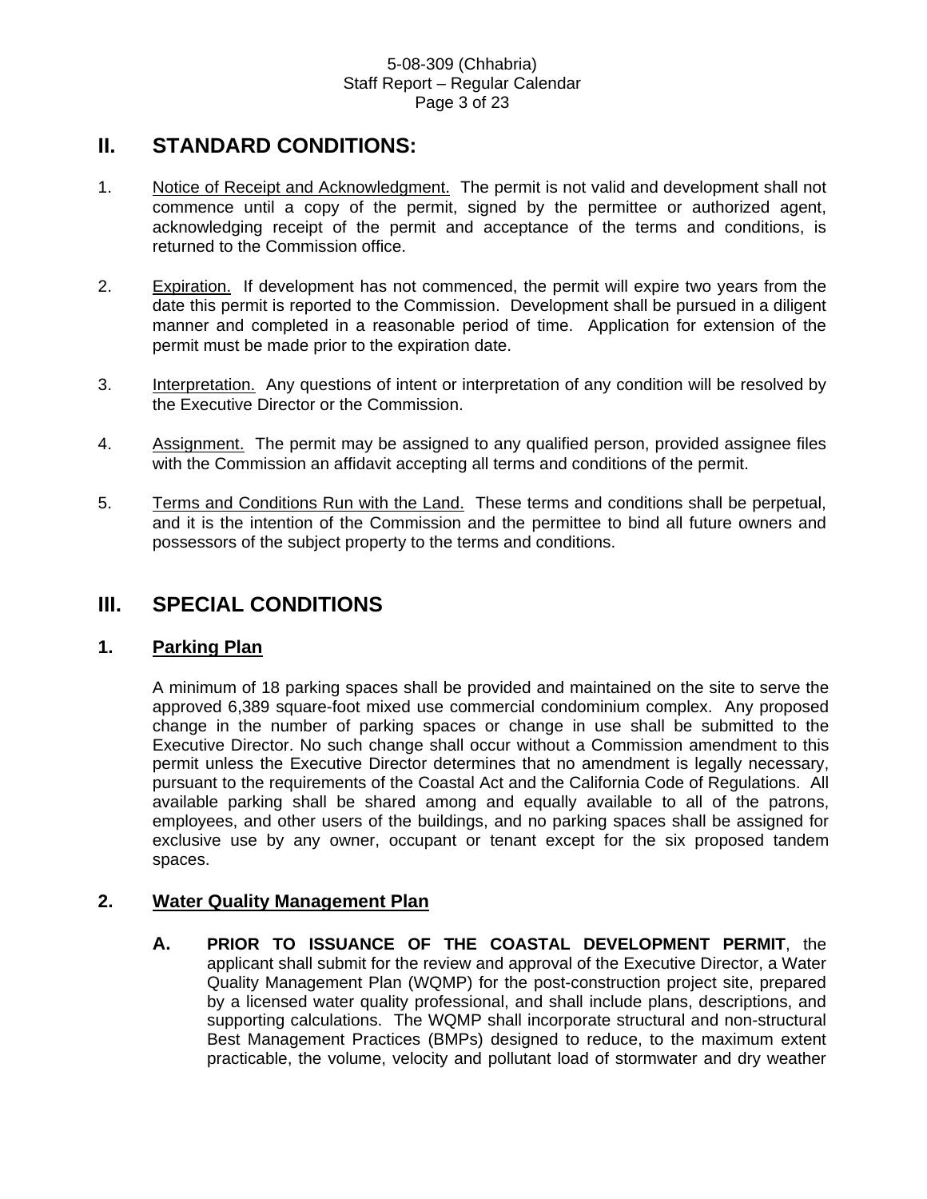## II. STANDARD CONDITIONS:

1. Notice of Receipt and Acknowledgment. The permit is not valid and development shall not commence until a copy of the permit, signed by the permittee or authorized agent, acknowledging receipt of the permit and acceptance of the terms and conditions, is returned to the Commission office.

2. Expiration. If development has not commenced, the permit will expire two years from the date this permit is reported to the Commission. Development shall be pursued in a diligent manner and completed in a reasonable period of time. Application for extension of the permit must be made prior to the expiration date.

3. Interpretation. Any questions of intent or interpretation of any condition will be resolved by the Executive Director or the Commission.

4. Assignment. The permit may be assigned to any qualified person, provided assignee files with the Commission an affidavit accepting all terms and conditions of the permit.

5. Terms and Conditions Run with the Land. These terms and conditions shall be perpetual, and it is the intention of the Commission and the permittee to bind all future owners and possessors of the subject property to the terms and conditions.

## III. SPECIAL CONDITIONS

### 1. Parking Plan

A minimum of 18 parking spaces shall be provided and maintained on the site to serve the approved 6,389 square-foot mixed use commercial condominium complex. Any proposed change in the number of parking spaces or change in use shall be submitted to the Executive Director. No such change shall occur without a Commission amendment to this permit unless the Executive Director determines that no amendment is legally necessary, pursuant to the requirements of the Coastal Act and the California Code of Regulations. All available parking shall be shared among and equally available to all of the patrons, employees, and other users of the buildings, and no parking spaces shall be assigned for exclusive use by any owner, occupant or tenant except for the six proposed tandem spaces.

### 2. Water Quality Management Plan

**A.** **PRIOR TO ISSUANCE OF THE COASTAL DEVELOPMENT PERMIT**, the applicant shall submit for the review and approval of the Executive Director, a Water Quality Management Plan (WQMP) for the post-construction project site, prepared by a licensed water quality professional, and shall include plans, descriptions, and supporting calculations. The WQMP shall incorporate structural and non-structural Best Management Practices (BMPs) designed to reduce, to the maximum extent practicable, the volume, velocity and pollutant load of stormwater and dry weather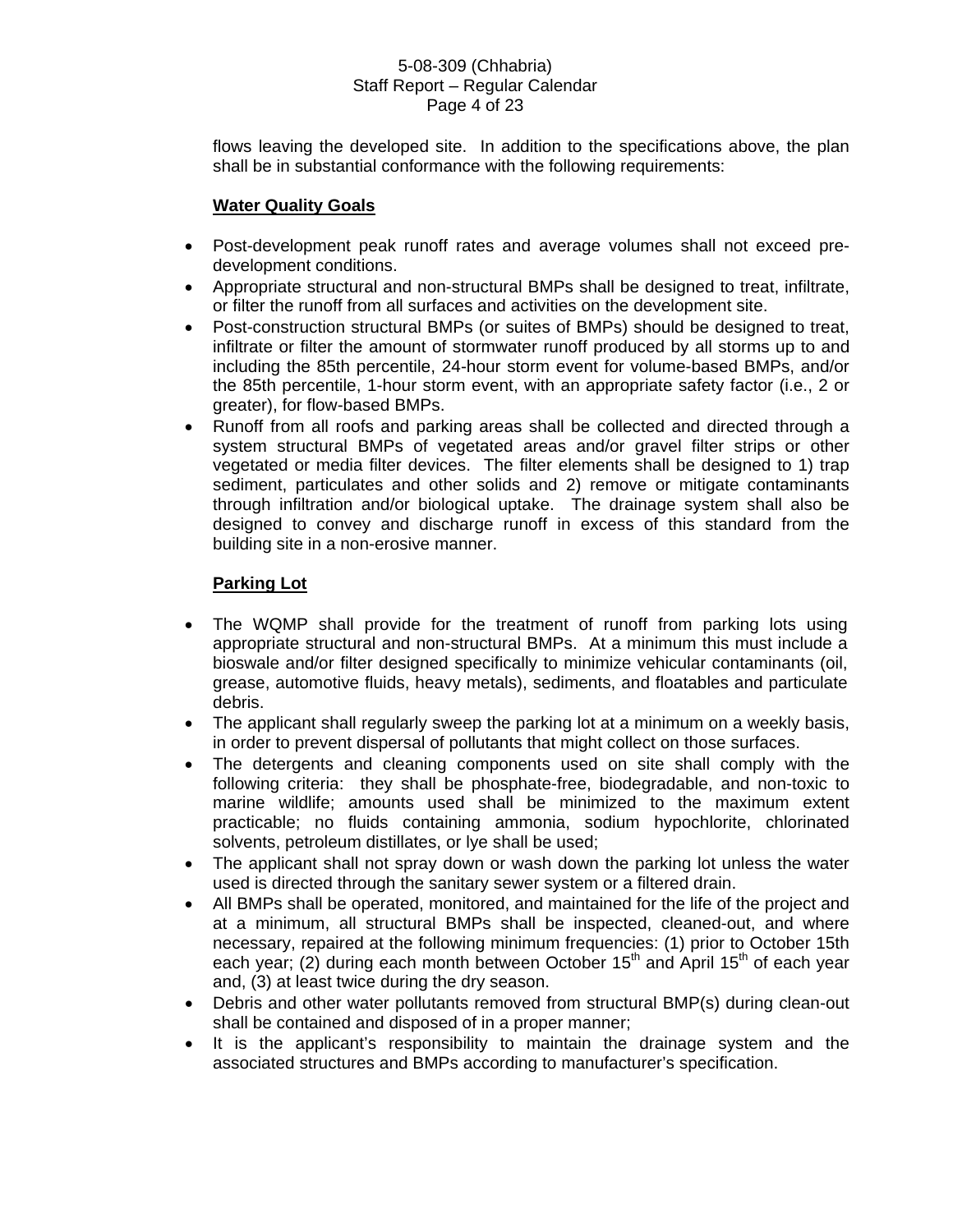flows leaving the developed site. In addition to the specifications above, the plan shall be in substantial conformance with the following requirements:

**Water Quality Goals**

- Post-development peak runoff rates and average volumes shall not exceed pre-development conditions.
- Appropriate structural and non-structural BMPs shall be designed to treat, infiltrate, or filter the runoff from all surfaces and activities on the development site.
- Post-construction structural BMPs (or suites of BMPs) should be designed to treat, infiltrate or filter the amount of stormwater runoff produced by all storms up to and including the 85th percentile, 24-hour storm event for volume-based BMPs, and/or the 85th percentile, 1-hour storm event, with an appropriate safety factor (i.e., 2 or greater), for flow-based BMPs.
- Runoff from all roofs and parking areas shall be collected and directed through a system structural BMPs of vegetated areas and/or gravel filter strips or other vegetated or media filter devices. The filter elements shall be designed to 1) trap sediment, particulates and other solids and 2) remove or mitigate contaminants through infiltration and/or biological uptake. The drainage system shall also be designed to convey and discharge runoff in excess of this standard from the building site in a non-erosive manner.

**Parking Lot**

- The WQMP shall provide for the treatment of runoff from parking lots using appropriate structural and non-structural BMPs. At a minimum this must include a bioswale and/or filter designed specifically to minimize vehicular contaminants (oil, grease, automotive fluids, heavy metals), sediments, and floatables and particulate debris.
- The applicant shall regularly sweep the parking lot at a minimum on a weekly basis, in order to prevent dispersal of pollutants that might collect on those surfaces.
- The detergents and cleaning components used on site shall comply with the following criteria: they shall be phosphate-free, biodegradable, and non-toxic to marine wildlife; amounts used shall be minimized to the maximum extent practicable; no fluids containing ammonia, sodium hypochlorite, chlorinated solvents, petroleum distillates, or lye shall be used;
- The applicant shall not spray down or wash down the parking lot unless the water used is directed through the sanitary sewer system or a filtered drain.
- All BMPs shall be operated, monitored, and maintained for the life of the project and at a minimum, all structural BMPs shall be inspected, cleaned-out, and where necessary, repaired at the following minimum frequencies: (1) prior to October 15th each year; (2) during each month between October 15th and April 15th of each year and, (3) at least twice during the dry season.
- Debris and other water pollutants removed from structural BMP(s) during clean-out shall be contained and disposed of in a proper manner;
- It is the applicant's responsibility to maintain the drainage system and the associated structures and BMPs according to manufacturer's specification.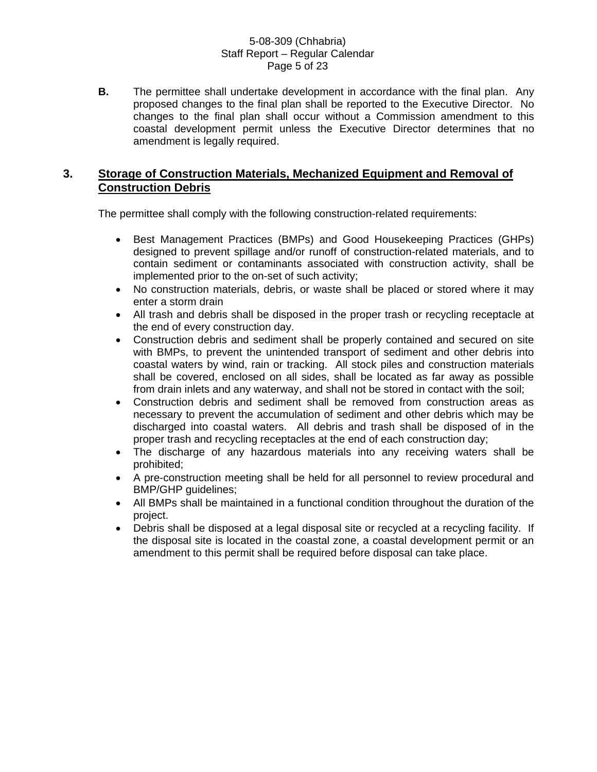**B.** The permittee shall undertake development in accordance with the final plan. Any proposed changes to the final plan shall be reported to the Executive Director. No changes to the final plan shall occur without a Commission amendment to this coastal development permit unless the Executive Director determines that no amendment is legally required.

## 3. Storage of Construction Materials, Mechanized Equipment and Removal of Construction Debris

The permittee shall comply with the following construction-related requirements:

- Best Management Practices (BMPs) and Good Housekeeping Practices (GHPs) designed to prevent spillage and/or runoff of construction-related materials, and to contain sediment or contaminants associated with construction activity, shall be implemented prior to the on-set of such activity;
- No construction materials, debris, or waste shall be placed or stored where it may enter a storm drain
- All trash and debris shall be disposed in the proper trash or recycling receptacle at the end of every construction day.
- Construction debris and sediment shall be properly contained and secured on site with BMPs, to prevent the unintended transport of sediment and other debris into coastal waters by wind, rain or tracking. All stock piles and construction materials shall be covered, enclosed on all sides, shall be located as far away as possible from drain inlets and any waterway, and shall not be stored in contact with the soil;
- Construction debris and sediment shall be removed from construction areas as necessary to prevent the accumulation of sediment and other debris which may be discharged into coastal waters. All debris and trash shall be disposed of in the proper trash and recycling receptacles at the end of each construction day;
- The discharge of any hazardous materials into any receiving waters shall be prohibited;
- A pre-construction meeting shall be held for all personnel to review procedural and BMP/GHP guidelines;
- All BMPs shall be maintained in a functional condition throughout the duration of the project.
- Debris shall be disposed at a legal disposal site or recycled at a recycling facility. If the disposal site is located in the coastal zone, a coastal development permit or an amendment to this permit shall be required before disposal can take place.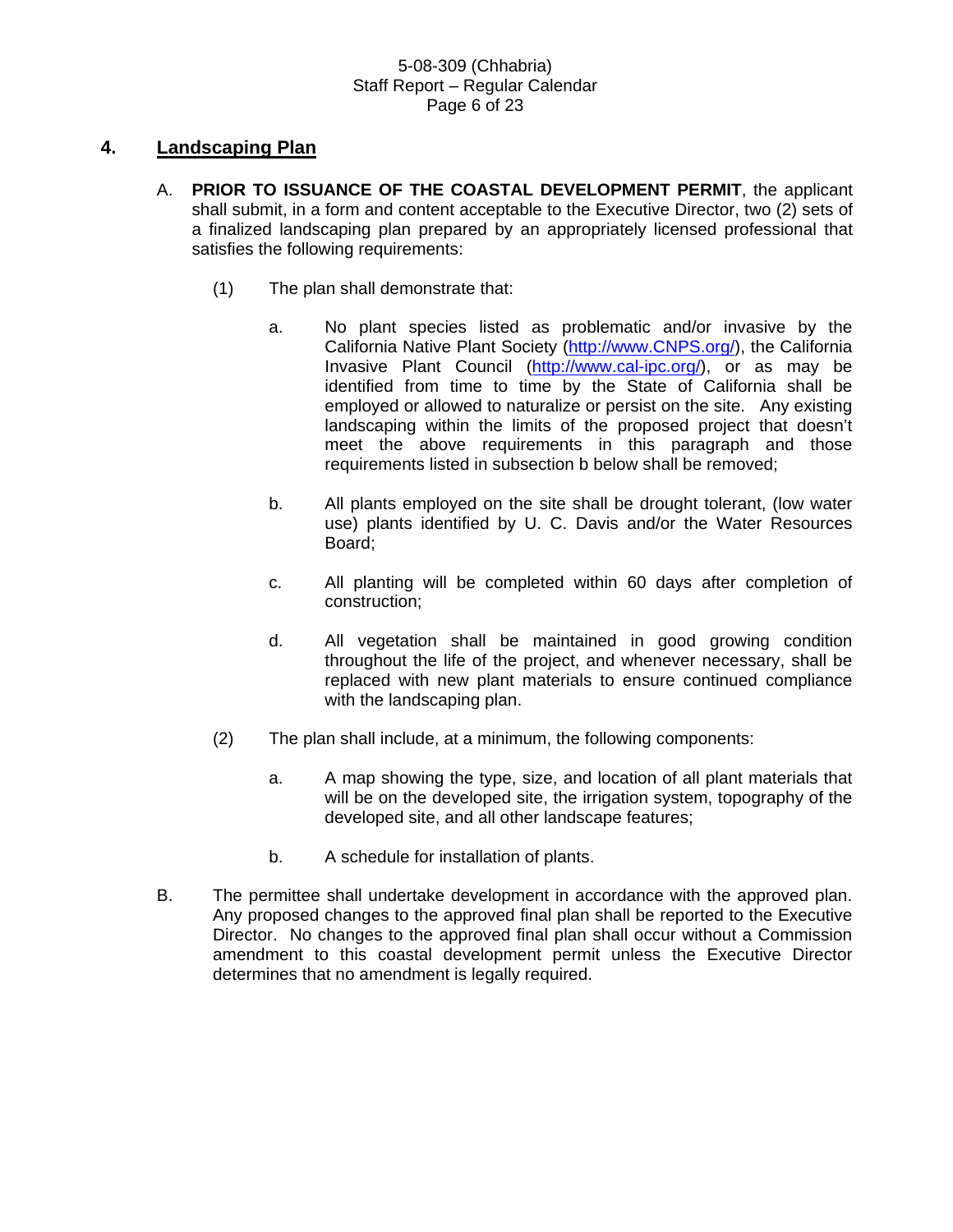## 4. Landscaping Plan

A. **PRIOR TO ISSUANCE OF THE COASTAL DEVELOPMENT PERMIT**, the applicant shall submit, in a form and content acceptable to the Executive Director, two (2) sets of a finalized landscaping plan prepared by an appropriately licensed professional that satisfies the following requirements:

(1) The plan shall demonstrate that:

a. No plant species listed as problematic and/or invasive by the California Native Plant Society (http://www.CNPS.org/), the California Invasive Plant Council (http://www.cal-ipc.org/), or as may be identified from time to time by the State of California shall be employed or allowed to naturalize or persist on the site. Any existing landscaping within the limits of the proposed project that doesn't meet the above requirements in this paragraph and those requirements listed in subsection b below shall be removed;

b. All plants employed on the site shall be drought tolerant, (low water use) plants identified by U. C. Davis and/or the Water Resources Board;

c. All planting will be completed within 60 days after completion of construction;

d. All vegetation shall be maintained in good growing condition throughout the life of the project, and whenever necessary, shall be replaced with new plant materials to ensure continued compliance with the landscaping plan.

(2) The plan shall include, at a minimum, the following components:

a. A map showing the type, size, and location of all plant materials that will be on the developed site, the irrigation system, topography of the developed site, and all other landscape features;

b. A schedule for installation of plants.

B. The permittee shall undertake development in accordance with the approved plan. Any proposed changes to the approved final plan shall be reported to the Executive Director. No changes to the approved final plan shall occur without a Commission amendment to this coastal development permit unless the Executive Director determines that no amendment is legally required.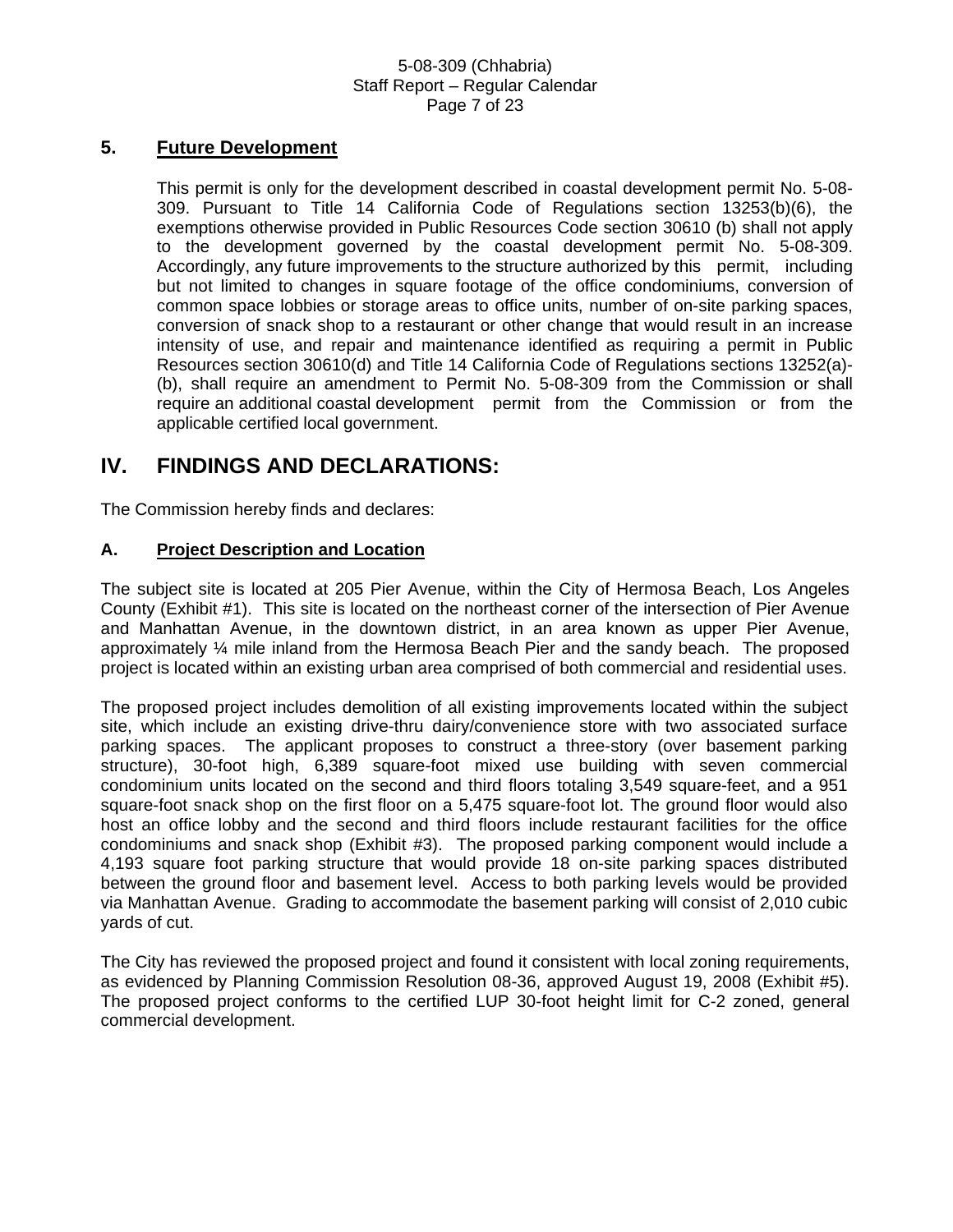### 5. <u>Future Development</u>

This permit is only for the development described in coastal development permit No. 5-08-309. Pursuant to Title 14 California Code of Regulations section 13253(b)(6), the exemptions otherwise provided in Public Resources Code section 30610 (b) shall not apply to the development governed by the coastal development permit No. 5-08-309. Accordingly, any future improvements to the structure authorized by this permit, including but not limited to changes in square footage of the office condominiums, conversion of common space lobbies or storage areas to office units, number of on-site parking spaces, conversion of snack shop to a restaurant or other change that would result in an increase intensity of use, and repair and maintenance identified as requiring a permit in Public Resources section 30610(d) and Title 14 California Code of Regulations sections 13252(a)-(b), shall require an amendment to Permit No. 5-08-309 from the Commission or shall require an additional coastal development permit from the Commission or from the applicable certified local government.

## IV. FINDINGS AND DECLARATIONS:

The Commission hereby finds and declares:

### A. <u>Project Description and Location</u>

The subject site is located at 205 Pier Avenue, within the City of Hermosa Beach, Los Angeles County (Exhibit #1). This site is located on the northeast corner of the intersection of Pier Avenue and Manhattan Avenue, in the downtown district, in an area known as upper Pier Avenue, approximately ¼ mile inland from the Hermosa Beach Pier and the sandy beach. The proposed project is located within an existing urban area comprised of both commercial and residential uses.

The proposed project includes demolition of all existing improvements located within the subject site, which include an existing drive-thru dairy/convenience store with two associated surface parking spaces. The applicant proposes to construct a three-story (over basement parking structure), 30-foot high, 6,389 square-foot mixed use building with seven commercial condominium units located on the second and third floors totaling 3,549 square-feet, and a 951 square-foot snack shop on the first floor on a 5,475 square-foot lot. The ground floor would also host an office lobby and the second and third floors include restaurant facilities for the office condominiums and snack shop (Exhibit #3). The proposed parking component would include a 4,193 square foot parking structure that would provide 18 on-site parking spaces distributed between the ground floor and basement level. Access to both parking levels would be provided via Manhattan Avenue. Grading to accommodate the basement parking will consist of 2,010 cubic yards of cut.

The City has reviewed the proposed project and found it consistent with local zoning requirements, as evidenced by Planning Commission Resolution 08-36, approved August 19, 2008 (Exhibit #5). The proposed project conforms to the certified LUP 30-foot height limit for C-2 zoned, general commercial development.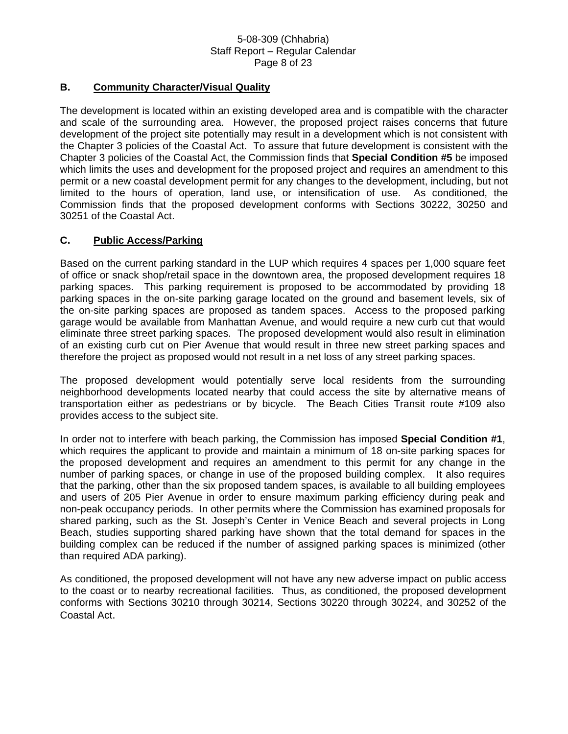### B. Community Character/Visual Quality

The development is located within an existing developed area and is compatible with the character and scale of the surrounding area. However, the proposed project raises concerns that future development of the project site potentially may result in a development which is not consistent with the Chapter 3 policies of the Coastal Act. To assure that future development is consistent with the Chapter 3 policies of the Coastal Act, the Commission finds that **Special Condition #5** be imposed which limits the uses and development for the proposed project and requires an amendment to this permit or a new coastal development permit for any changes to the development, including, but not limited to the hours of operation, land use, or intensification of use. As conditioned, the Commission finds that the proposed development conforms with Sections 30222, 30250 and 30251 of the Coastal Act.

### C. Public Access/Parking

Based on the current parking standard in the LUP which requires 4 spaces per 1,000 square feet of office or snack shop/retail space in the downtown area, the proposed development requires 18 parking spaces. This parking requirement is proposed to be accommodated by providing 18 parking spaces in the on-site parking garage located on the ground and basement levels, six of the on-site parking spaces are proposed as tandem spaces. Access to the proposed parking garage would be available from Manhattan Avenue, and would require a new curb cut that would eliminate three street parking spaces. The proposed development would also result in elimination of an existing curb cut on Pier Avenue that would result in three new street parking spaces and therefore the project as proposed would not result in a net loss of any street parking spaces.

The proposed development would potentially serve local residents from the surrounding neighborhood developments located nearby that could access the site by alternative means of transportation either as pedestrians or by bicycle. The Beach Cities Transit route #109 also provides access to the subject site.

In order not to interfere with beach parking, the Commission has imposed **Special Condition #1**, which requires the applicant to provide and maintain a minimum of 18 on-site parking spaces for the proposed development and requires an amendment to this permit for any change in the number of parking spaces, or change in use of the proposed building complex. It also requires that the parking, other than the six proposed tandem spaces, is available to all building employees and users of 205 Pier Avenue in order to ensure maximum parking efficiency during peak and non-peak occupancy periods. In other permits where the Commission has examined proposals for shared parking, such as the St. Joseph's Center in Venice Beach and several projects in Long Beach, studies supporting shared parking have shown that the total demand for spaces in the building complex can be reduced if the number of assigned parking spaces is minimized (other than required ADA parking).

As conditioned, the proposed development will not have any new adverse impact on public access to the coast or to nearby recreational facilities. Thus, as conditioned, the proposed development conforms with Sections 30210 through 30214, Sections 30220 through 30224, and 30252 of the Coastal Act.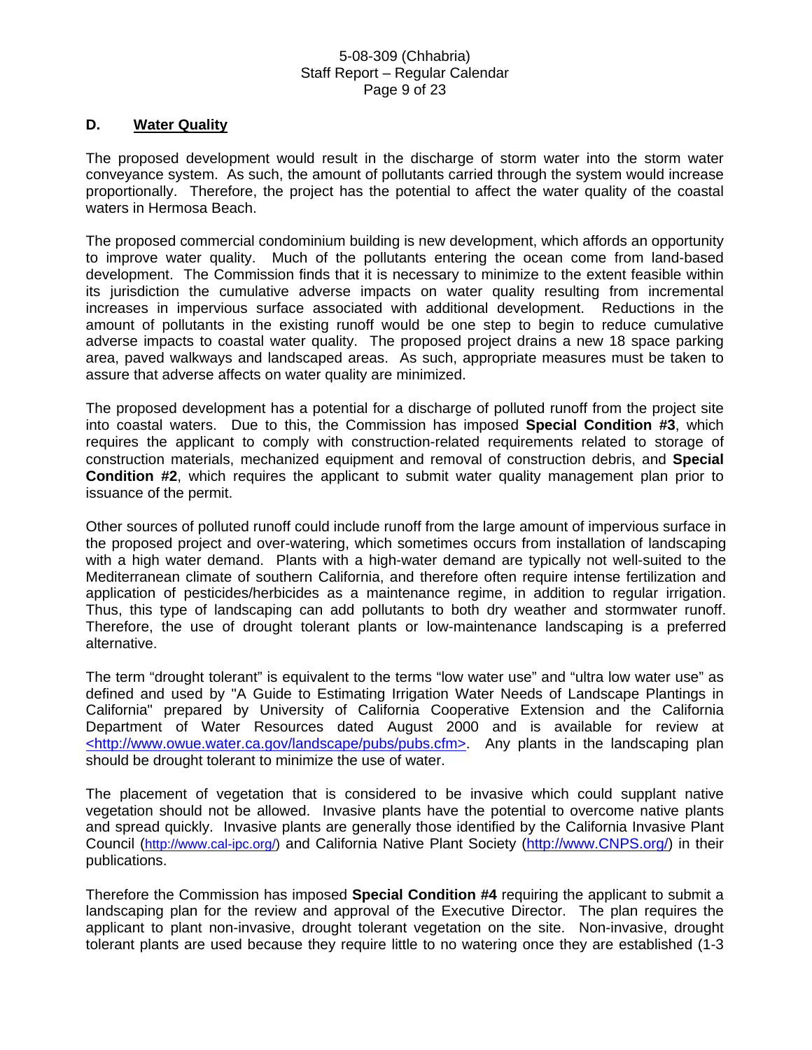### D. Water Quality

The proposed development would result in the discharge of storm water into the storm water conveyance system. As such, the amount of pollutants carried through the system would increase proportionally. Therefore, the project has the potential to affect the water quality of the coastal waters in Hermosa Beach.

The proposed commercial condominium building is new development, which affords an opportunity to improve water quality. Much of the pollutants entering the ocean come from land-based development. The Commission finds that it is necessary to minimize to the extent feasible within its jurisdiction the cumulative adverse impacts on water quality resulting from incremental increases in impervious surface associated with additional development. Reductions in the amount of pollutants in the existing runoff would be one step to begin to reduce cumulative adverse impacts to coastal water quality. The proposed project drains a new 18 space parking area, paved walkways and landscaped areas. As such, appropriate measures must be taken to assure that adverse affects on water quality are minimized.

The proposed development has a potential for a discharge of polluted runoff from the project site into coastal waters. Due to this, the Commission has imposed **Special Condition #3**, which requires the applicant to comply with construction-related requirements related to storage of construction materials, mechanized equipment and removal of construction debris, and **Special Condition #2**, which requires the applicant to submit water quality management plan prior to issuance of the permit.

Other sources of polluted runoff could include runoff from the large amount of impervious surface in the proposed project and over-watering, which sometimes occurs from installation of landscaping with a high water demand. Plants with a high-water demand are typically not well-suited to the Mediterranean climate of southern California, and therefore often require intense fertilization and application of pesticides/herbicides as a maintenance regime, in addition to regular irrigation. Thus, this type of landscaping can add pollutants to both dry weather and stormwater runoff. Therefore, the use of drought tolerant plants or low-maintenance landscaping is a preferred alternative.

The term "drought tolerant" is equivalent to the terms "low water use" and "ultra low water use" as defined and used by "A Guide to Estimating Irrigation Water Needs of Landscape Plantings in California" prepared by University of California Cooperative Extension and the California Department of Water Resources dated August 2000 and is available for review at <http://www.owue.water.ca.gov/landscape/pubs/pubs.cfm>. Any plants in the landscaping plan should be drought tolerant to minimize the use of water.

The placement of vegetation that is considered to be invasive which could supplant native vegetation should not be allowed. Invasive plants have the potential to overcome native plants and spread quickly. Invasive plants are generally those identified by the California Invasive Plant Council (http://www.cal-ipc.org/) and California Native Plant Society (http://www.CNPS.org/) in their publications.

Therefore the Commission has imposed **Special Condition #4** requiring the applicant to submit a landscaping plan for the review and approval of the Executive Director. The plan requires the applicant to plant non-invasive, drought tolerant vegetation on the site. Non-invasive, drought tolerant plants are used because they require little to no watering once they are established (1-3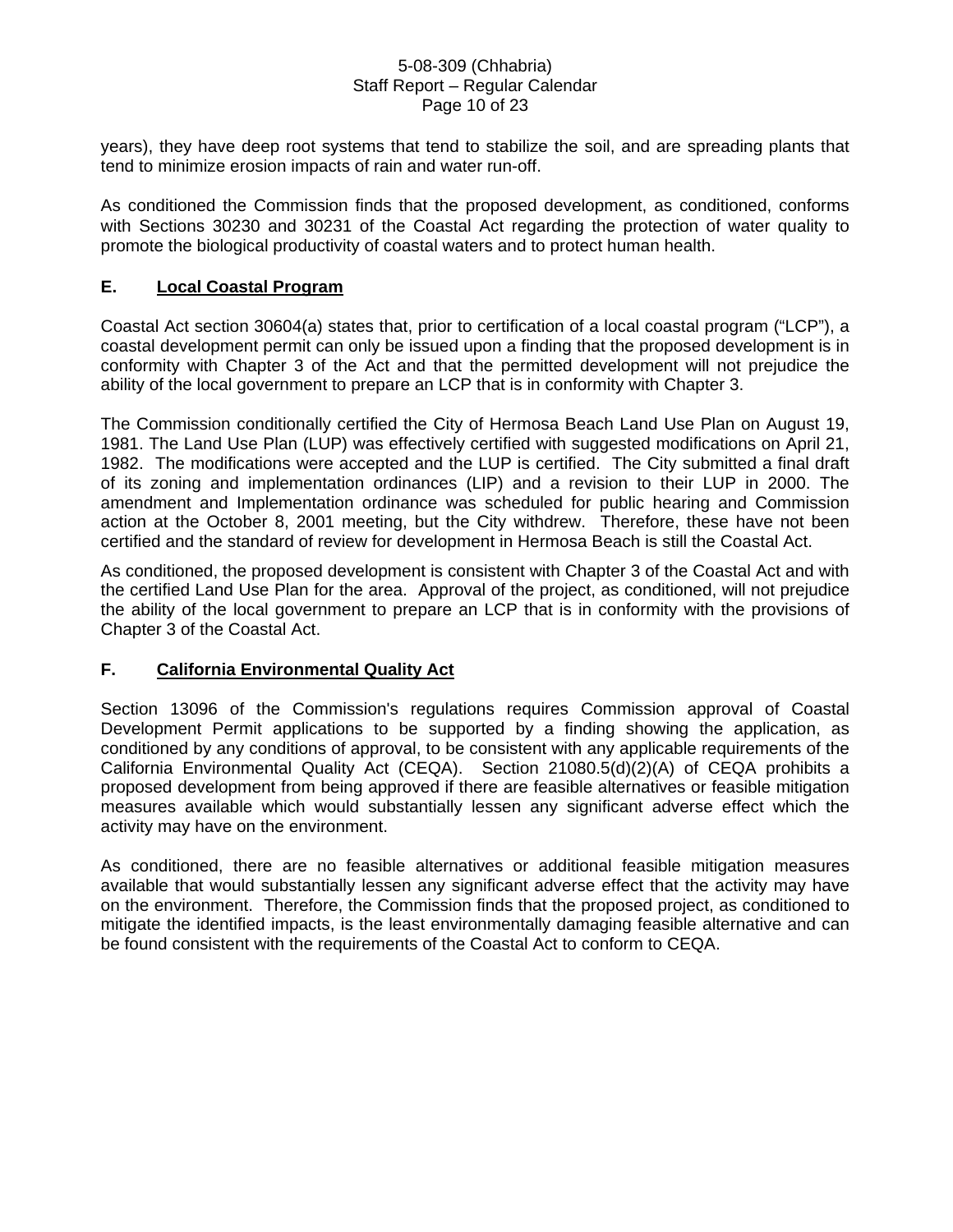years), they have deep root systems that tend to stabilize the soil, and are spreading plants that tend to minimize erosion impacts of rain and water run-off.

As conditioned the Commission finds that the proposed development, as conditioned, conforms with Sections 30230 and 30231 of the Coastal Act regarding the protection of water quality to promote the biological productivity of coastal waters and to protect human health.

### E. Local Coastal Program

Coastal Act section 30604(a) states that, prior to certification of a local coastal program ("LCP"), a coastal development permit can only be issued upon a finding that the proposed development is in conformity with Chapter 3 of the Act and that the permitted development will not prejudice the ability of the local government to prepare an LCP that is in conformity with Chapter 3.

The Commission conditionally certified the City of Hermosa Beach Land Use Plan on August 19, 1981. The Land Use Plan (LUP) was effectively certified with suggested modifications on April 21, 1982. The modifications were accepted and the LUP is certified. The City submitted a final draft of its zoning and implementation ordinances (LIP) and a revision to their LUP in 2000. The amendment and Implementation ordinance was scheduled for public hearing and Commission action at the October 8, 2001 meeting, but the City withdrew. Therefore, these have not been certified and the standard of review for development in Hermosa Beach is still the Coastal Act.

As conditioned, the proposed development is consistent with Chapter 3 of the Coastal Act and with the certified Land Use Plan for the area. Approval of the project, as conditioned, will not prejudice the ability of the local government to prepare an LCP that is in conformity with the provisions of Chapter 3 of the Coastal Act.

### F. California Environmental Quality Act

Section 13096 of the Commission's regulations requires Commission approval of Coastal Development Permit applications to be supported by a finding showing the application, as conditioned by any conditions of approval, to be consistent with any applicable requirements of the California Environmental Quality Act (CEQA). Section 21080.5(d)(2)(A) of CEQA prohibits a proposed development from being approved if there are feasible alternatives or feasible mitigation measures available which would substantially lessen any significant adverse effect which the activity may have on the environment.

As conditioned, there are no feasible alternatives or additional feasible mitigation measures available that would substantially lessen any significant adverse effect that the activity may have on the environment. Therefore, the Commission finds that the proposed project, as conditioned to mitigate the identified impacts, is the least environmentally damaging feasible alternative and can be found consistent with the requirements of the Coastal Act to conform to CEQA.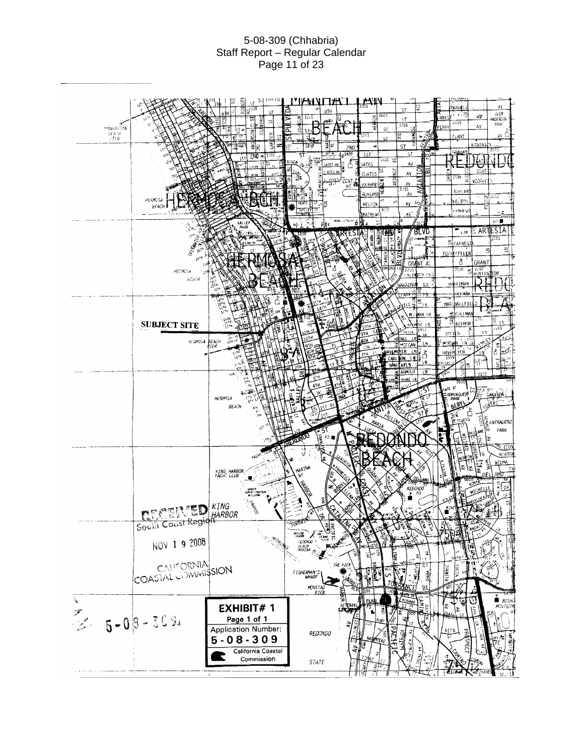SUBJECT SITE

RECEIVED
South Coast Region

NOV 1 9 2008

CALIFORNIA
COASTAL COMMISSION

**EXHIBIT# 1**

Page 1 of 1

Application Number:

**5-08-309**

California Coastal Commission

5-08-309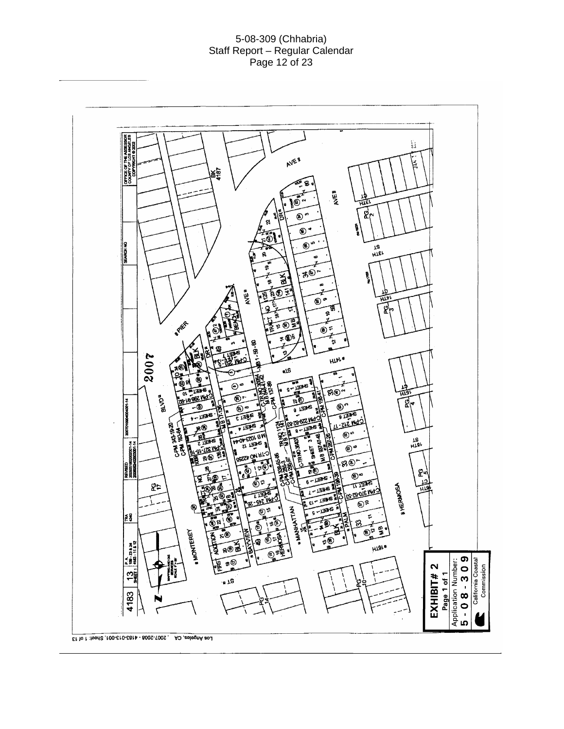**EXHIBIT # 2**
Page 1 of 1
Application Number:
**5 - 0 8 - 3 0 9**
California Coastal Commission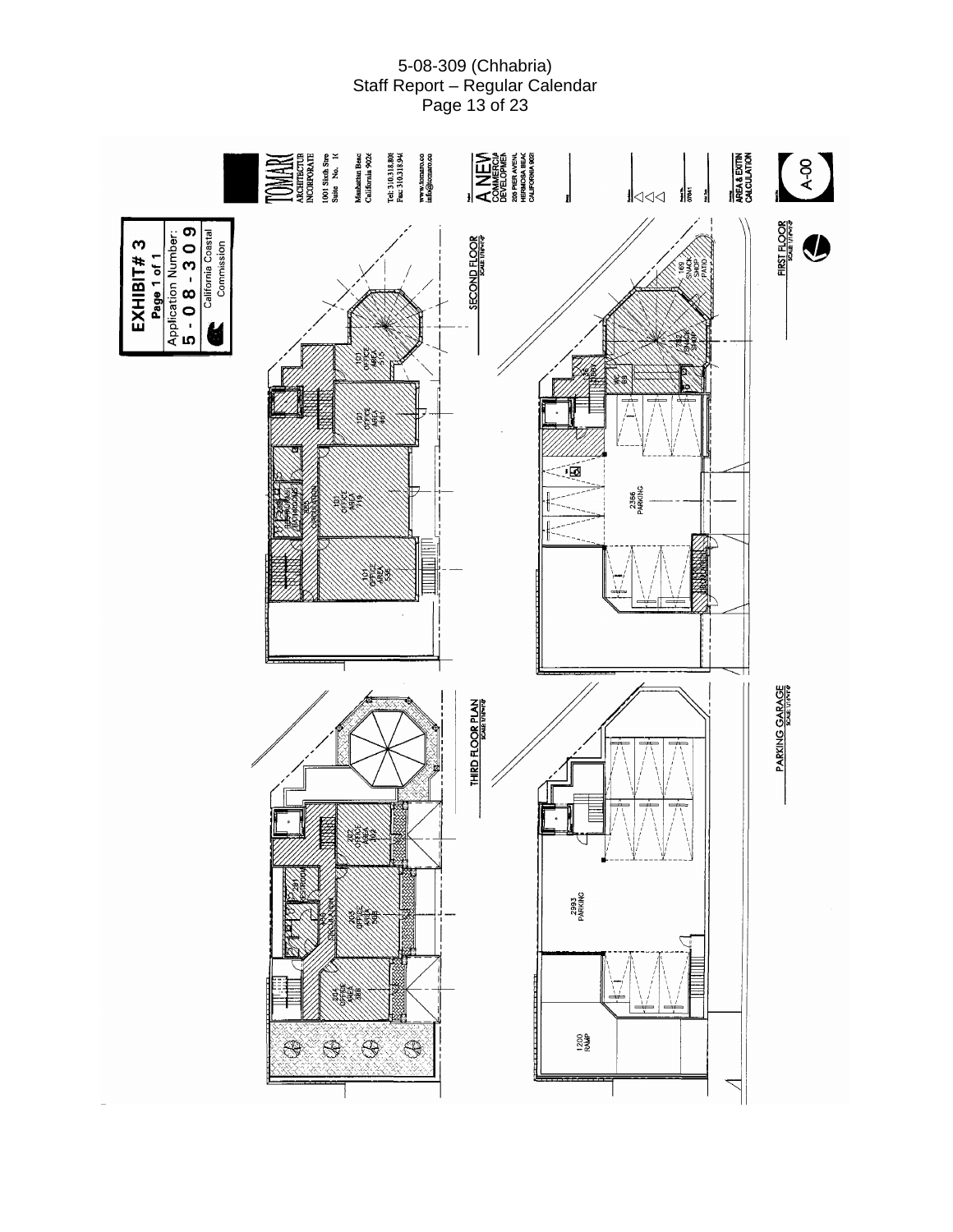**EXHIBIT # 3**
**Page 1 of 1**
Application Number:
**5 - 0 8 - 3 0 9**
California Coastal Commission

TOMARO ARCHITECTURE INCORPORATED
1001 Sixth Street, Suite No. 1
Manhattan Beach California 9026
Tel: 310.318.800
Fax: 310.318.94
www.tomaro.co
info@tomaro.co

A NEW COMMERCIAL DEVELOPMENT
205 PIER AVENUE
HERMOSA BEACH CALIFORNIA 902

AREA & EXISTING CALCULATION

A-00

SECOND FLOOR

101 OFFICE AREA 515

101 OFFICE AREA 461

101 OFFICE AREA 719

101 OFFICE AREA 555

RESTROOMS

CIRCULATION

FIRST FLOOR

169 SNACK SHOP PATIO

SNACK SHOP

LOBBY

2356 PARKING

THIRD FLOOR PLAN

202 OFFICE AREA 362

201 RESTROOM

203 OFFICE AREA 508

CIRCULATION

204 OFFICE AREA 365

PARKING GARAGE

2993 PARKING

1200 RAMP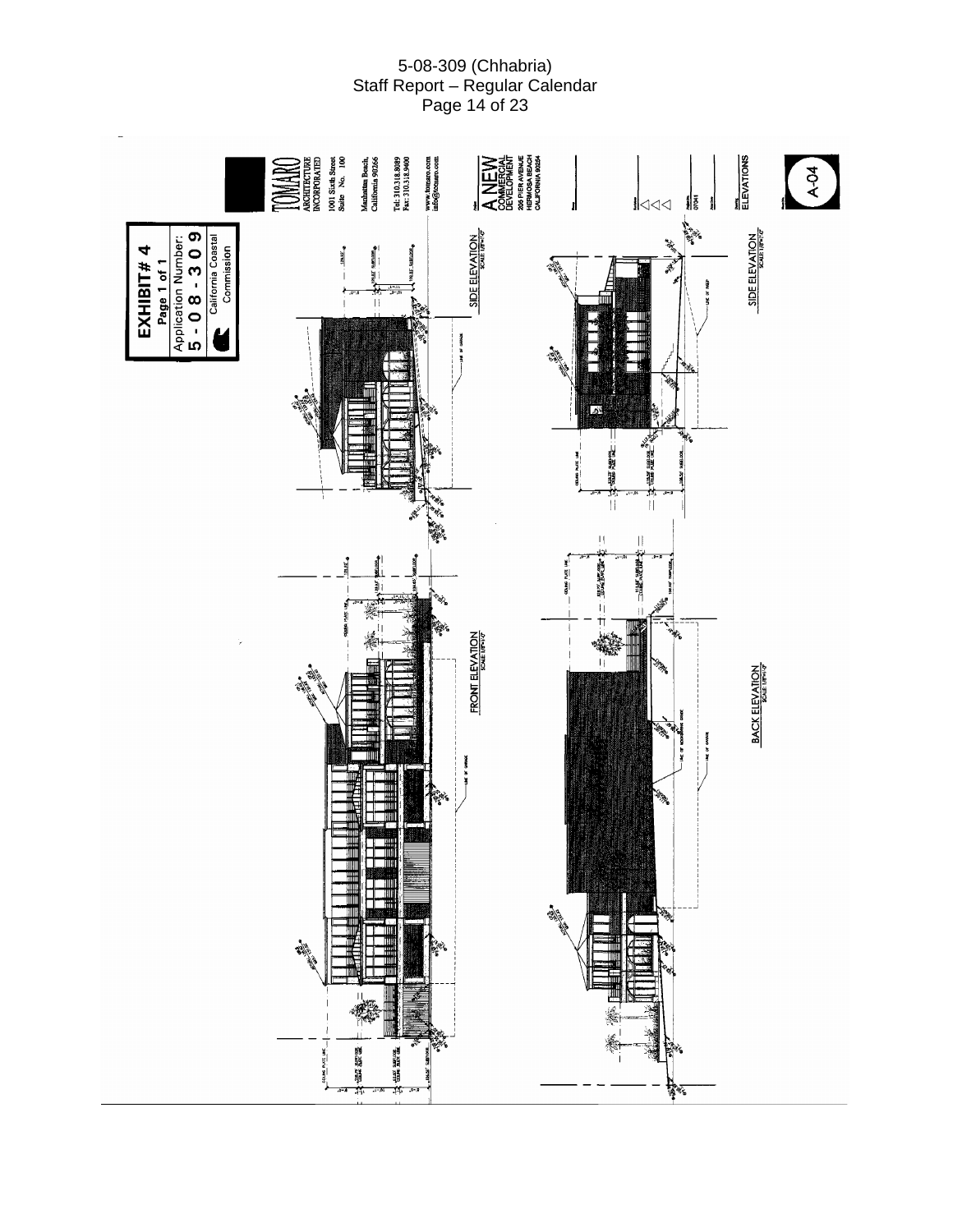**EXHIBIT # 4**
Page 1 of 1
Application Number:
**5-08-309**
California Coastal Commission

TOMARO
ARCHITECTURE INCORPORATED
1001 Sixth Street Suite No. 100
Manhattan Beach, California 90266
Tel: 310.318.8089
Fax: 310.318.9400
www.tomaro.com
info@tomaro.com

A NEW COMMERCIAL DEVELOPMENT
205 PIER AVENUE
HERMOSA BEACH
CALIFORNIA 90254

07041

ELEVATIONS

A-04

SIDE ELEVATION
SCALE: 1/8"=1'-0"

SIDE ELEVATION
SCALE: 1/8"=1'-0"

FRONT ELEVATION
SCALE: 1/8"=1'-0"

BACK ELEVATION
SCALE: 1/8"=1'-0"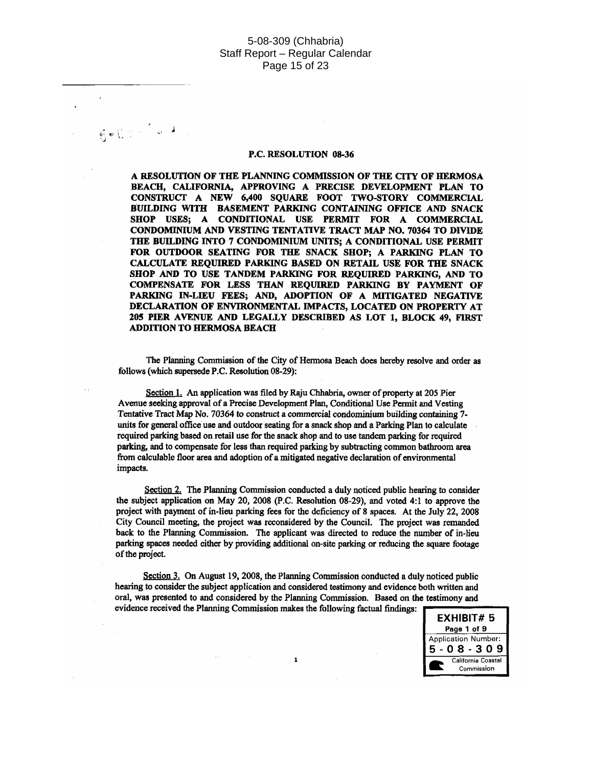**P.C. RESOLUTION 08-36**

**A RESOLUTION OF THE PLANNING COMMISSION OF THE CITY OF HERMOSA BEACH, CALIFORNIA, APPROVING A PRECISE DEVELOPMENT PLAN TO CONSTRUCT A NEW 6,400 SQUARE FOOT TWO-STORY COMMERCIAL BUILDING WITH BASEMENT PARKING CONTAINING OFFICE AND SNACK SHOP USES; A CONDITIONAL USE PERMIT FOR A COMMERCIAL CONDOMINIUM AND VESTING TENTATIVE TRACT MAP NO. 70364 TO DIVIDE THE BUILDING INTO 7 CONDOMINIUM UNITS; A CONDITIONAL USE PERMIT FOR OUTDOOR SEATING FOR THE SNACK SHOP; A PARKING PLAN TO CALCULATE REQUIRED PARKING BASED ON RETAIL USE FOR THE SNACK SHOP AND TO USE TANDEM PARKING FOR REQUIRED PARKING, AND TO COMPENSATE FOR LESS THAN REQUIRED PARKING BY PAYMENT OF PARKING IN-LIEU FEES; AND, ADOPTION OF A MITIGATED NEGATIVE DECLARATION OF ENVIRONMENTAL IMPACTS, LOCATED ON PROPERTY AT 205 PIER AVENUE AND LEGALLY DESCRIBED AS LOT 1, BLOCK 49, FIRST ADDITION TO HERMOSA BEACH**

The Planning Commission of the City of Hermosa Beach does hereby resolve and order as follows (which supersede P.C. Resolution 08-29):

Section 1. An application was filed by Raju Chhabria, owner of property at 205 Pier Avenue seeking approval of a Precise Development Plan, Conditional Use Permit and Vesting Tentative Tract Map No. 70364 to construct a commercial condominium building containing 7-units for general office use and outdoor seating for a snack shop and a Parking Plan to calculate required parking based on retail use for the snack shop and to use tandem parking for required parking, and to compensate for less than required parking by subtracting common bathroom area from calculable floor area and adoption of a mitigated negative declaration of environmental impacts.

Section 2. The Planning Commission conducted a duly noticed public hearing to consider the subject application on May 20, 2008 (P.C. Resolution 08-29), and voted 4:1 to approve the project with payment of in-lieu parking fees for the deficiency of 8 spaces. At the July 22, 2008 City Council meeting, the project was reconsidered by the Council. The project was remanded back to the Planning Commission. The applicant was directed to reduce the number of in-lieu parking spaces needed either by providing additional on-site parking or reducing the square footage of the project.

Section 3. On August 19, 2008, the Planning Commission conducted a duly noticed public hearing to consider the subject application and considered testimony and evidence both written and oral, was presented to and considered by the Planning Commission. Based on the testimony and evidence received the Planning Commission makes the following factual findings:

**EXHIBIT# 5**
Page 1 of 9
Application Number:
5-08-309
California Coastal Commission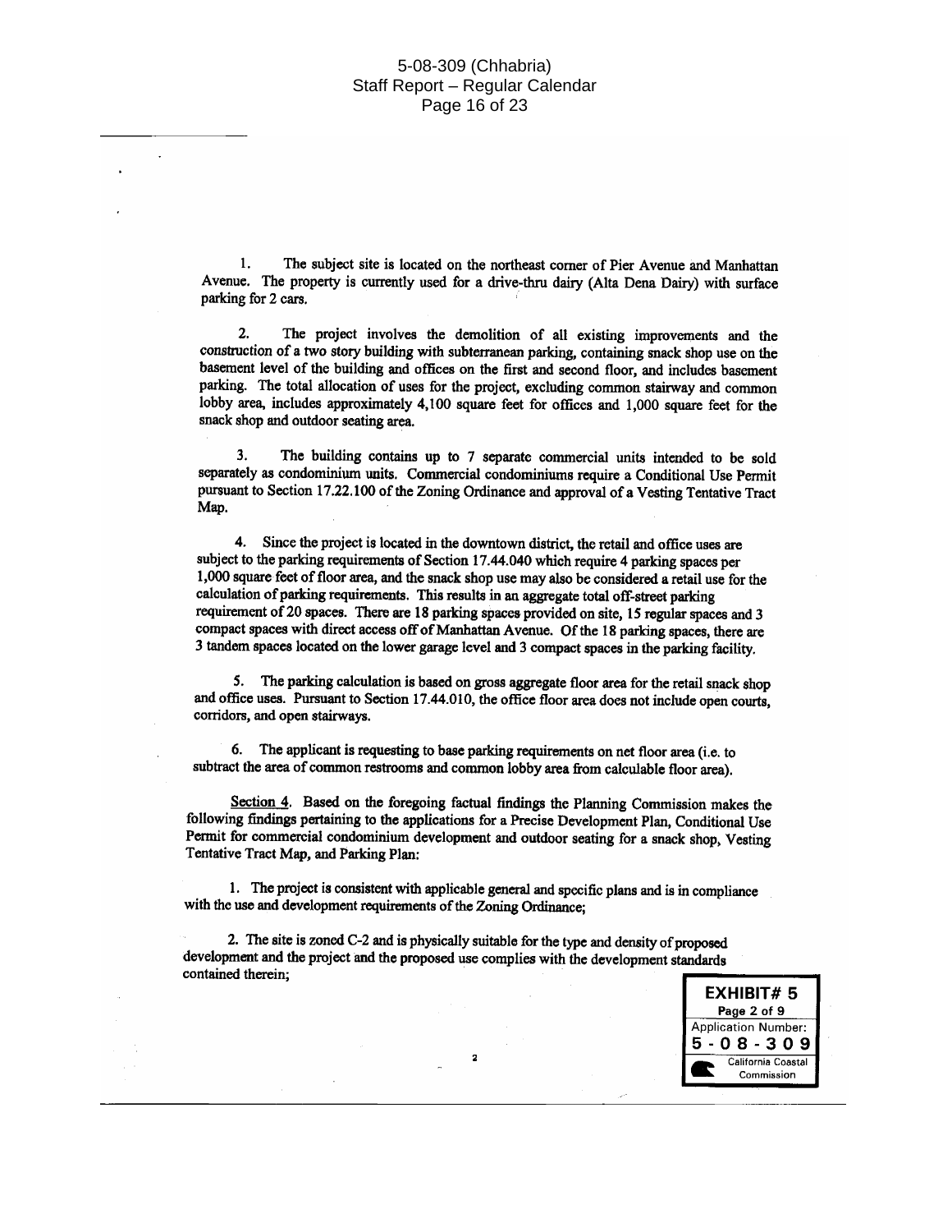1. The subject site is located on the northeast corner of Pier Avenue and Manhattan Avenue. The property is currently used for a drive-thru dairy (Alta Dena Dairy) with surface parking for 2 cars.

2. The project involves the demolition of all existing improvements and the construction of a two story building with subterranean parking, containing snack shop use on the basement level of the building and offices on the first and second floor, and includes basement parking. The total allocation of uses for the project, excluding common stairway and common lobby area, includes approximately 4,100 square feet for offices and 1,000 square feet for the snack shop and outdoor seating area.

3. The building contains up to 7 separate commercial units intended to be sold separately as condominium units. Commercial condominiums require a Conditional Use Permit pursuant to Section 17.22.100 of the Zoning Ordinance and approval of a Vesting Tentative Tract Map.

4. Since the project is located in the downtown district, the retail and office uses are subject to the parking requirements of Section 17.44.040 which require 4 parking spaces per 1,000 square feet of floor area, and the snack shop use may also be considered a retail use for the calculation of parking requirements. This results in an aggregate total off-street parking requirement of 20 spaces. There are 18 parking spaces provided on site, 15 regular spaces and 3 compact spaces with direct access off of Manhattan Avenue. Of the 18 parking spaces, there are 3 tandem spaces located on the lower garage level and 3 compact spaces in the parking facility.

5. The parking calculation is based on gross aggregate floor area for the retail snack shop and office uses. Pursuant to Section 17.44.010, the office floor area does not include open courts, corridors, and open stairways.

6. The applicant is requesting to base parking requirements on net floor area (i.e. to subtract the area of common restrooms and common lobby area from calculable floor area).

Section 4. Based on the foregoing factual findings the Planning Commission makes the following findings pertaining to the applications for a Precise Development Plan, Conditional Use Permit for commercial condominium development and outdoor seating for a snack shop, Vesting Tentative Tract Map, and Parking Plan:

1. The project is consistent with applicable general and specific plans and is in compliance with the use and development requirements of the Zoning Ordinance;

2. The site is zoned C-2 and is physically suitable for the type and density of proposed development and the project and the proposed use complies with the development standards contained therein;

**EXHIBIT# 5**
Page 2 of 9
Application Number:
5-08-309
California Coastal Commission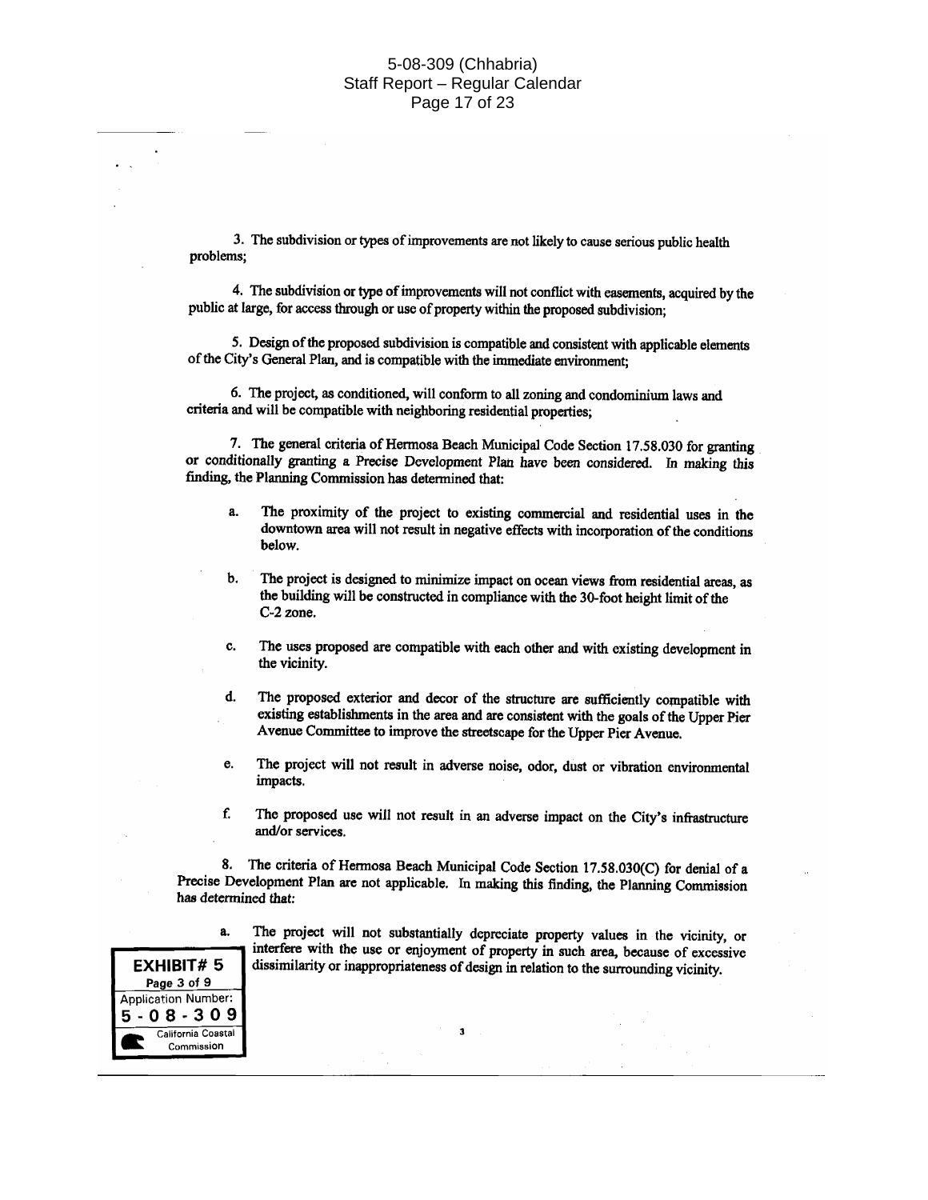3. The subdivision or types of improvements are not likely to cause serious public health problems;

4. The subdivision or type of improvements will not conflict with easements, acquired by the public at large, for access through or use of property within the proposed subdivision;

5. Design of the proposed subdivision is compatible and consistent with applicable elements of the City's General Plan, and is compatible with the immediate environment;

6. The project, as conditioned, will conform to all zoning and condominium laws and criteria and will be compatible with neighboring residential properties;

7. The general criteria of Hermosa Beach Municipal Code Section 17.58.030 for granting or conditionally granting a Precise Development Plan have been considered. In making this finding, the Planning Commission has determined that:

a. The proximity of the project to existing commercial and residential uses in the downtown area will not result in negative effects with incorporation of the conditions below.

b. The project is designed to minimize impact on ocean views from residential areas, as the building will be constructed in compliance with the 30-foot height limit of the C-2 zone.

c. The uses proposed are compatible with each other and with existing development in the vicinity.

d. The proposed exterior and decor of the structure are sufficiently compatible with existing establishments in the area and are consistent with the goals of the Upper Pier Avenue Committee to improve the streetscape for the Upper Pier Avenue.

e. The project will not result in adverse noise, odor, dust or vibration environmental impacts.

f. The proposed use will not result in an adverse impact on the City's infrastructure and/or services.

8. The criteria of Hermosa Beach Municipal Code Section 17.58.030(C) for denial of a Precise Development Plan are not applicable. In making this finding, the Planning Commission has determined that:

a. The project will not substantially depreciate property values in the vicinity, or interfere with the use or enjoyment of property in such area, because of excessive dissimilarity or inappropriateness of design in relation to the surrounding vicinity.

EXHIBIT# 5
Page 3 of 9
Application Number:
5-08-309
California Coastal Commission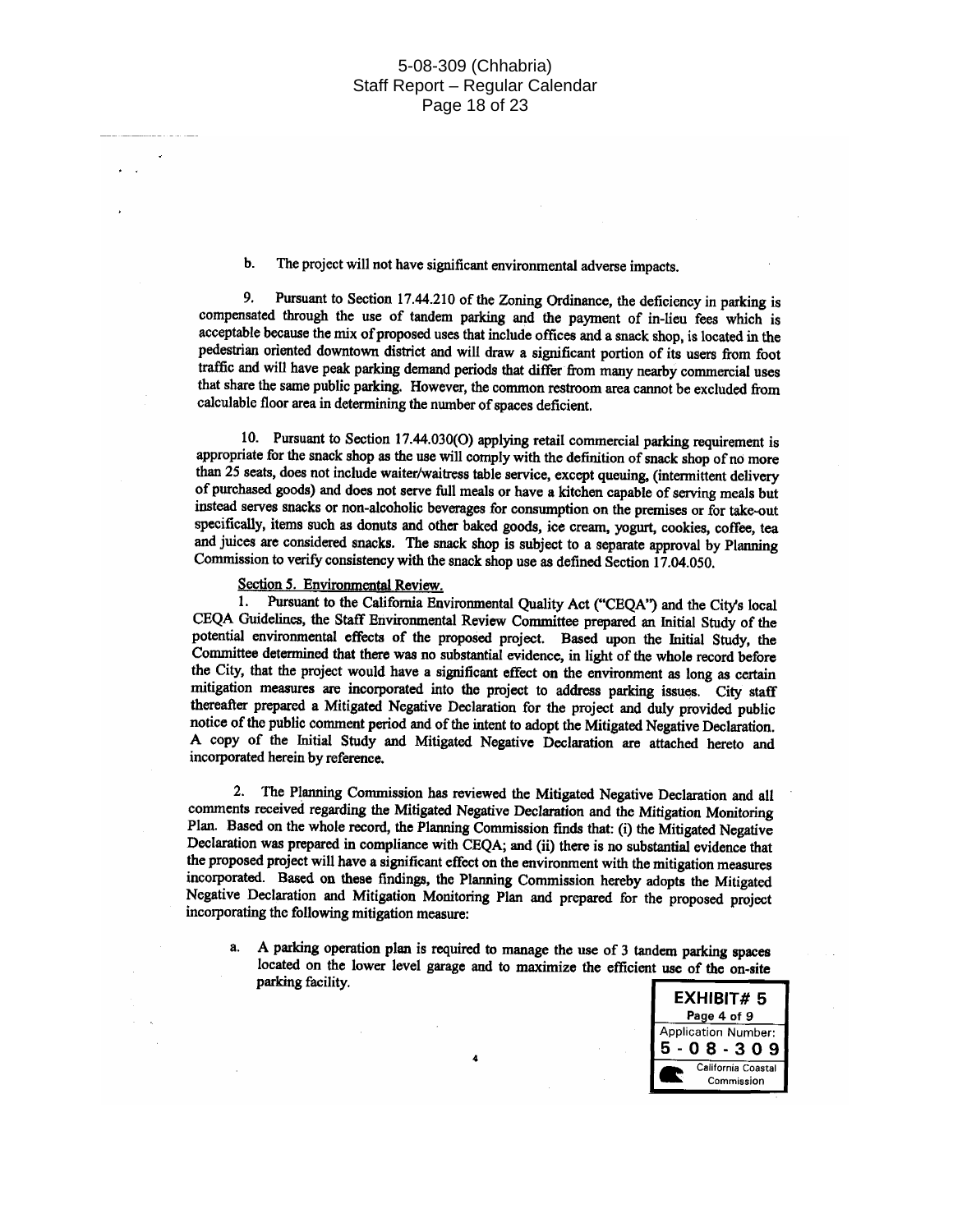b. The project will not have significant environmental adverse impacts.

9. Pursuant to Section 17.44.210 of the Zoning Ordinance, the deficiency in parking is compensated through the use of tandem parking and the payment of in-lieu fees which is acceptable because the mix of proposed uses that include offices and a snack shop, is located in the pedestrian oriented downtown district and will draw a significant portion of its users from foot traffic and will have peak parking demand periods that differ from many nearby commercial uses that share the same public parking. However, the common restroom area cannot be excluded from calculable floor area in determining the number of spaces deficient.

10. Pursuant to Section 17.44.030(O) applying retail commercial parking requirement is appropriate for the snack shop as the use will comply with the definition of snack shop of no more than 25 seats, does not include waiter/waitress table service, except queuing, (intermittent delivery of purchased goods) and does not serve full meals or have a kitchen capable of serving meals but instead serves snacks or non-alcoholic beverages for consumption on the premises or for take-out specifically, items such as donuts and other baked goods, ice cream, yogurt, cookies, coffee, tea and juices are considered snacks. The snack shop is subject to a separate approval by Planning Commission to verify consistency with the snack shop use as defined Section 17.04.050.

Section 5. Environmental Review.

1. Pursuant to the California Environmental Quality Act ("CEQA") and the City's local CEQA Guidelines, the Staff Environmental Review Committee prepared an Initial Study of the potential environmental effects of the proposed project. Based upon the Initial Study, the Committee determined that there was no substantial evidence, in light of the whole record before the City, that the project would have a significant effect on the environment as long as certain mitigation measures are incorporated into the project to address parking issues. City staff thereafter prepared a Mitigated Negative Declaration for the project and duly provided public notice of the public comment period and of the intent to adopt the Mitigated Negative Declaration. A copy of the Initial Study and Mitigated Negative Declaration are attached hereto and incorporated herein by reference.

2. The Planning Commission has reviewed the Mitigated Negative Declaration and all comments received regarding the Mitigated Negative Declaration and the Mitigation Monitoring Plan. Based on the whole record, the Planning Commission finds that: (i) the Mitigated Negative Declaration was prepared in compliance with CEQA; and (ii) there is no substantial evidence that the proposed project will have a significant effect on the environment with the mitigation measures incorporated. Based on these findings, the Planning Commission hereby adopts the Mitigated Negative Declaration and Mitigation Monitoring Plan and prepared for the proposed project incorporating the following mitigation measure:

a. A parking operation plan is required to manage the use of 3 tandem parking spaces located on the lower level garage and to maximize the efficient use of the on-site parking facility.

EXHIBIT# 5
Page 4 of 9
Application Number:
5-08-309
California Coastal Commission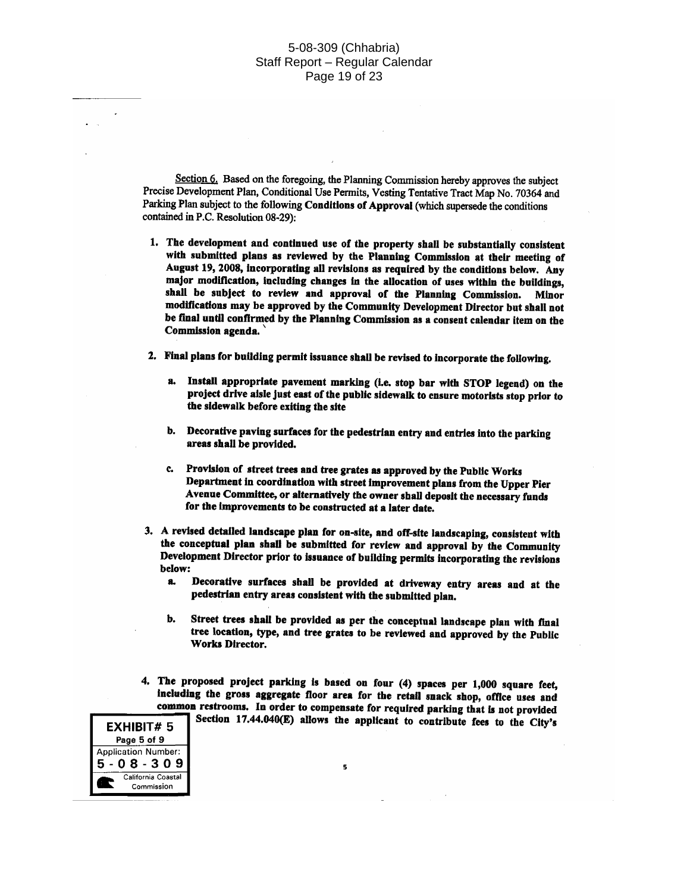Section 6. Based on the foregoing, the Planning Commission hereby approves the subject Precise Development Plan, Conditional Use Permits, Vesting Tentative Tract Map No. 70364 and Parking Plan subject to the following **Conditions of Approval** (which supersede the conditions contained in P.C. Resolution 08-29):

1. **The development and continued use of the property shall be substantially consistent with submitted plans as reviewed by the Planning Commission at their meeting of August 19, 2008, incorporating all revisions as required by the conditions below. Any major modification, including changes in the allocation of uses within the buildings, shall be subject to review and approval of the Planning Commission. Minor modifications may be approved by the Community Development Director but shall not be final until confirmed by the Planning Commission as a consent calendar item on the Commission agenda.**

2. **Final plans for building permit issuance shall be revised to incorporate the following.**

   a. **Install appropriate pavement marking (i.e. stop bar with STOP legend) on the project drive aisle just east of the public sidewalk to ensure motorists stop prior to the sidewalk before exiting the site**

   b. **Decorative paving surfaces for the pedestrian entry and entries into the parking areas shall be provided.**

   c. **Provision of street trees and tree grates as approved by the Public Works Department in coordination with street improvement plans from the Upper Pier Avenue Committee, or alternatively the owner shall deposit the necessary funds for the improvements to be constructed at a later date.**

3. **A revised detailed landscape plan for on-site, and off-site landscaping, consistent with the conceptual plan shall be submitted for review and approval by the Community Development Director prior to issuance of building permits incorporating the revisions below:**

   a. **Decorative surfaces shall be provided at driveway entry areas and at the pedestrian entry areas consistent with the submitted plan.**

   b. **Street trees shall be provided as per the conceptual landscape plan with final tree location, type, and tree grates to be reviewed and approved by the Public Works Director.**

4. **The proposed project parking is based on four (4) spaces per 1,000 square feet, including the gross aggregate floor area for the retail snack shop, office uses and common restrooms. In order to compensate for required parking that is not provided Section 17.44.040(E) allows the applicant to contribute fees to the City's**

EXHIBIT# 5
Page 5 of 9
Application Number:
5-08-309
California Coastal Commission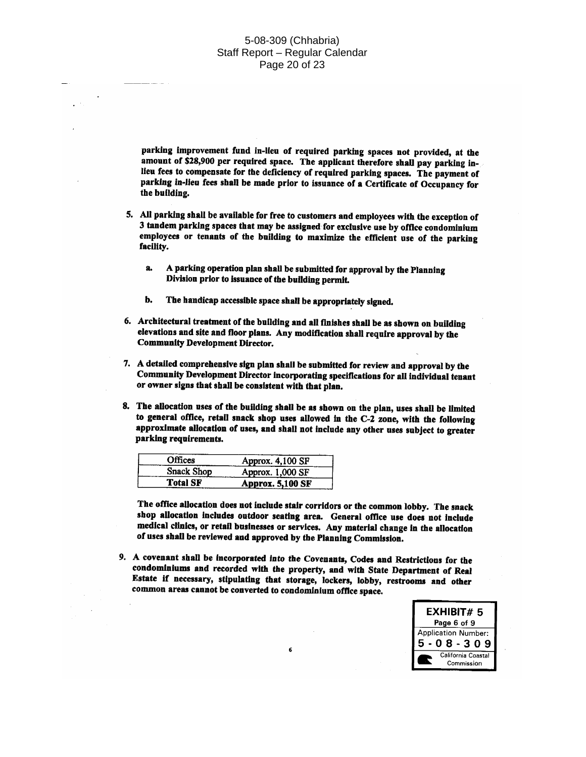**parking improvement fund in-lieu of required parking spaces not provided, at the amount of $28,900 per required space. The applicant therefore shall pay parking in-lieu fees to compensate for the deficiency of required parking spaces. The payment of parking in-lieu fees shall be made prior to issuance of a Certificate of Occupancy for the building.**

5. **All parking shall be available for free to customers and employees with the exception of 3 tandem parking spaces that may be assigned for exclusive use by office condominium employees or tenants of the building to maximize the efficient use of the parking facility.**

   a. **A parking operation plan shall be submitted for approval by the Planning Division prior to issuance of the building permit.**

   b. **The handicap accessible space shall be appropriately signed.**

6. **Architectural treatment of the building and all finishes shall be as shown on building elevations and site and floor plans. Any modification shall require approval by the Community Development Director.**

7. **A detailed comprehensive sign plan shall be submitted for review and approval by the Community Development Director incorporating specifications for all individual tenant or owner signs that shall be consistent with that plan.**

8. **The allocation uses of the building shall be as shown on the plan, uses shall be limited to general office, retail snack shop uses allowed in the C-2 zone, with the following approximate allocation of uses, and shall not include any other uses subject to greater parking requirements.**

| Offices | Approx. 4,100 SF |
|---|---|
| Snack Shop | Approx. 1,000 SF |
| **Total SF** | **Approx. 5,100 SF** |

**The office allocation does not include stair corridors or the common lobby. The snack shop allocation includes outdoor seating area. General office use does not include medical clinics, or retail businesses or services. Any material change in the allocation of uses shall be reviewed and approved by the Planning Commission.**

9. **A covenant shall be incorporated into the Covenants, Codes and Restrictions for the condominiums and recorded with the property, and with State Department of Real Estate if necessary, stipulating that storage, lockers, lobby, restrooms and other common areas cannot be converted to condominium office space.**

EXHIBIT# 5
Page 6 of 9
Application Number:
5-08-309
California Coastal Commission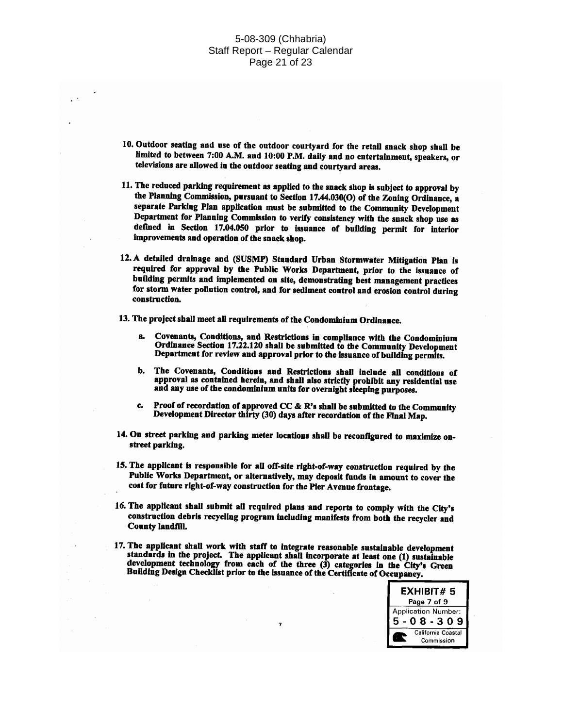10. **Outdoor seating and use of the outdoor courtyard for the retail snack shop shall be limited to between 7:00 A.M. and 10:00 P.M. daily and no entertainment, speakers, or televisions are allowed in the outdoor seating and courtyard areas.**

11. **The reduced parking requirement as applied to the snack shop is subject to approval by the Planning Commission, pursuant to Section 17.44.030(O) of the Zoning Ordinance, a separate Parking Plan application must be submitted to the Community Development Department for Planning Commission to verify consistency with the snack shop use as defined in Section 17.04.050 prior to issuance of building permit for interior improvements and operation of the snack shop.**

12. **A detailed drainage and (SUSMP) Standard Urban Stormwater Mitigation Plan is required for approval by the Public Works Department, prior to the issuance of building permits and implemented on site, demonstrating best management practices for storm water pollution control, and for sediment control and erosion control during construction.**

13. **The project shall meet all requirements of the Condominium Ordinance.**

    a. **Covenants, Conditions, and Restrictions in compliance with the Condominium Ordinance Section 17.22.120 shall be submitted to the Community Development Department for review and approval prior to the issuance of building permits.**

    b. **The Covenants, Conditions and Restrictions shall include all conditions of approval as contained herein, and shall also strictly prohibit any residential use and any use of the condominium units for overnight sleeping purposes.**

    c. **Proof of recordation of approved CC & R's shall be submitted to the Community Development Director thirty (30) days after recordation of the Final Map.**

14. **On street parking and parking meter locations shall be reconfigured to maximize on-street parking.**

15. **The applicant is responsible for all off-site right-of-way construction required by the Public Works Department, or alternatively, may deposit funds in amount to cover the cost for future right-of-way construction for the Pier Avenue frontage.**

16. **The applicant shall submit all required plans and reports to comply with the City's construction debris recycling program including manifests from both the recycler and County landfill.**

17. **The applicant shall work with staff to integrate reasonable sustainable development standards in the project. The applicant shall incorporate at least one (1) sustainable development technology from each of the three (3) categories in the City's Green Building Design Checklist prior to the issuance of the Certificate of Occupancy.**

| EXHIBIT# 5 |
|---|
| Page 7 of 9 |
| Application Number: |
| 5-08-309 |
| California Coastal Commission |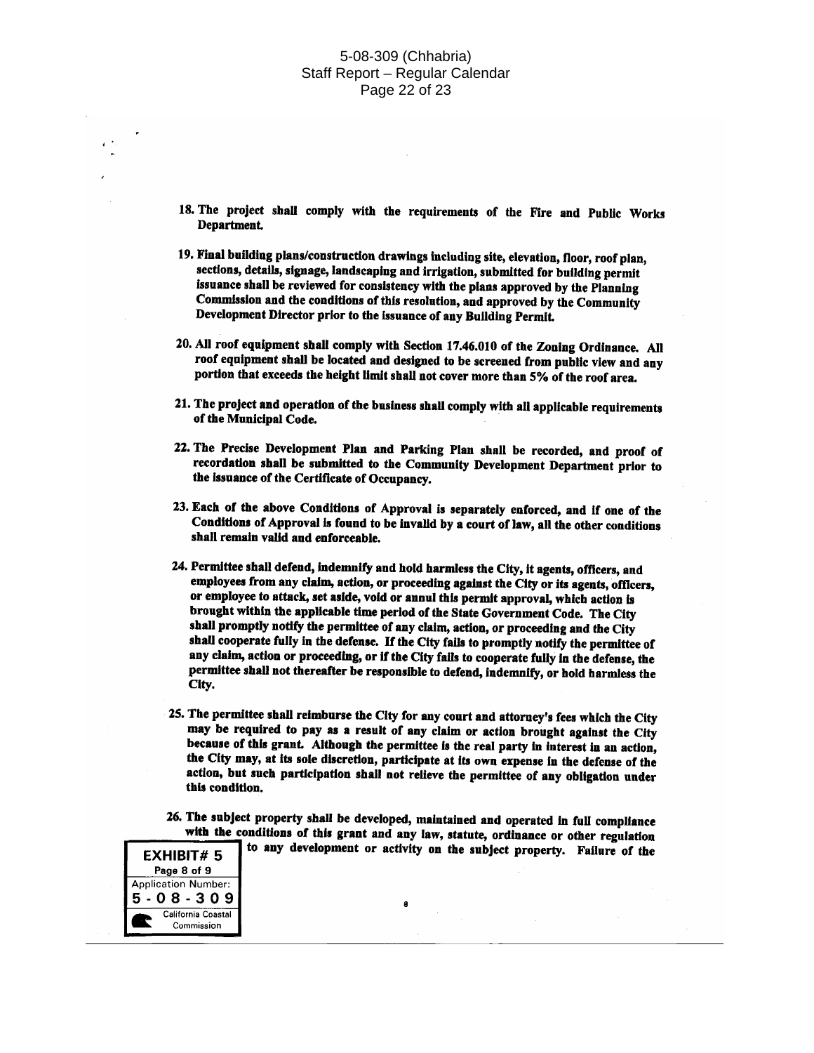18. The project shall comply with the requirements of the Fire and Public Works Department.

19. Final building plans/construction drawings including site, elevation, floor, roof plan, sections, details, signage, landscaping and irrigation, submitted for building permit issuance shall be reviewed for consistency with the plans approved by the Planning Commission and the conditions of this resolution, and approved by the Community Development Director prior to the issuance of any Building Permit.

20. All roof equipment shall comply with Section 17.46.010 of the Zoning Ordinance. All roof equipment shall be located and designed to be screened from public view and any portion that exceeds the height limit shall not cover more than 5% of the roof area.

21. The project and operation of the business shall comply with all applicable requirements of the Municipal Code.

22. The Precise Development Plan and Parking Plan shall be recorded, and proof of recordation shall be submitted to the Community Development Department prior to the issuance of the Certificate of Occupancy.

23. Each of the above Conditions of Approval is separately enforced, and if one of the Conditions of Approval is found to be invalid by a court of law, all the other conditions shall remain valid and enforceable.

24. Permittee shall defend, indemnify and hold harmless the City, it agents, officers, and employees from any claim, action, or proceeding against the City or its agents, officers, or employee to attack, set aside, void or annul this permit approval, which action is brought within the applicable time period of the State Government Code. The City shall promptly notify the permittee of any claim, action, or proceeding and the City shall cooperate fully in the defense. If the City fails to promptly notify the permittee of any claim, action or proceeding, or if the City fails to cooperate fully in the defense, the permittee shall not thereafter be responsible to defend, indemnify, or hold harmless the City.

25. The permittee shall reimburse the City for any court and attorney's fees which the City may be required to pay as a result of any claim or action brought against the City because of this grant. Although the permittee is the real party in interest in an action, the City may, at its sole discretion, participate at its own expense in the defense of the action, but such participation shall not relieve the permittee of any obligation under this condition.

26. The subject property shall be developed, maintained and operated in full compliance with the conditions of this grant and any law, statute, ordinance or other regulation [...] to any development or activity on the subject property. Failure of the

EXHIBIT# 5
Page 8 of 9
Application Number:
5-08-309
California Coastal Commission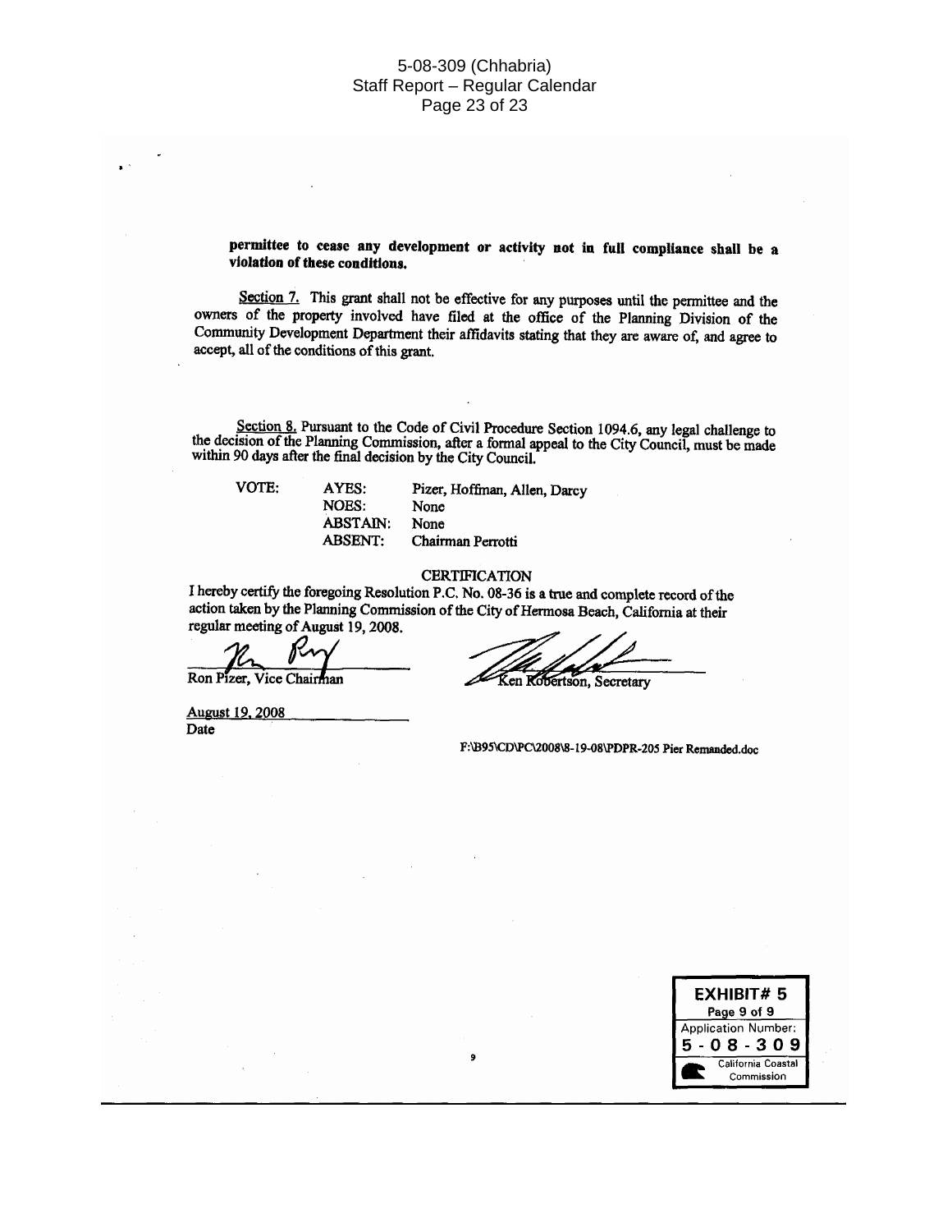**permittee to cease any development or activity not in full compliance shall be a violation of these conditions.**

Section 7. This grant shall not be effective for any purposes until the permittee and the owners of the property involved have filed at the office of the Planning Division of the Community Development Department their affidavits stating that they are aware of, and agree to accept, all of the conditions of this grant.

Section 8. Pursuant to the Code of Civil Procedure Section 1094.6, any legal challenge to the decision of the Planning Commission, after a formal appeal to the City Council, must be made within 90 days after the final decision by the City Council.

| | | |
|---|---|---|
| VOTE: | AYES: | Pizer, Hoffman, Allen, Darcy |
| | NOES: | None |
| | ABSTAIN: | None |
| | ABSENT: | Chairman Perrotti |

CERTIFICATION

I hereby certify the foregoing Resolution P.C. No. 08-36 is a true and complete record of the action taken by the Planning Commission of the City of Hermosa Beach, California at their regular meeting of August 19, 2008.

Ron Pizer, Vice Chairman

Ken Robertson, Secretary

August 19, 2008
Date

F:\B95\CD\PC\2008\8-19-08\PDPR-205 Pier Remanded.doc

EXHIBIT# 5
Page 9 of 9
Application Number:
5-08-309
California Coastal Commission